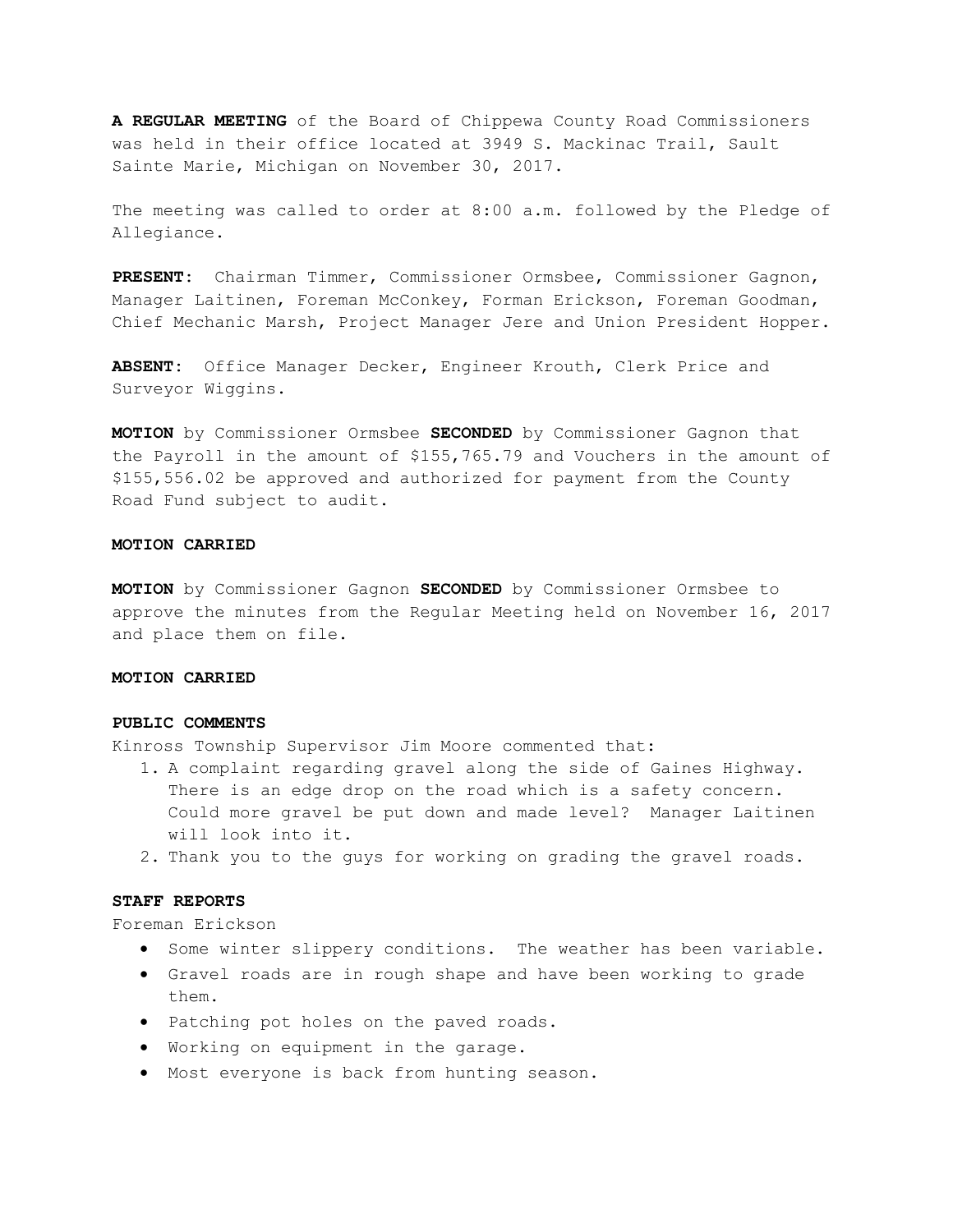**A REGULAR MEETING** of the Board of Chippewa County Road Commissioners was held in their office located at 3949 S. Mackinac Trail, Sault Sainte Marie, Michigan on November 30, 2017.

The meeting was called to order at 8:00 a.m. followed by the Pledge of Allegiance.

**PRESENT:** Chairman Timmer, Commissioner Ormsbee, Commissioner Gagnon, Manager Laitinen, Foreman McConkey, Forman Erickson, Foreman Goodman, Chief Mechanic Marsh, Project Manager Jere and Union President Hopper.

**ABSENT:** Office Manager Decker, Engineer Krouth, Clerk Price and Surveyor Wiggins.

**MOTION** by Commissioner Ormsbee **SECONDED** by Commissioner Gagnon that the Payroll in the amount of $155,765.79 and Vouchers in the amount of $155,556.02 be approved and authorized for payment from the County Road Fund subject to audit.

**MOTION CARRIED**

**MOTION** by Commissioner Gagnon **SECONDED** by Commissioner Ormsbee to approve the minutes from the Regular Meeting held on November 16, 2017 and place them on file.

**MOTION CARRIED**

**PUBLIC COMMENTS**

Kinross Township Supervisor Jim Moore commented that:

1. A complaint regarding gravel along the side of Gaines Highway. There is an edge drop on the road which is a safety concern. Could more gravel be put down and made level? Manager Laitinen will look into it.
2. Thank you to the guys for working on grading the gravel roads.

**STAFF REPORTS**

Foreman Erickson

- Some winter slippery conditions. The weather has been variable.
- Gravel roads are in rough shape and have been working to grade them.
- Patching pot holes on the paved roads.
- Working on equipment in the garage.
- Most everyone is back from hunting season.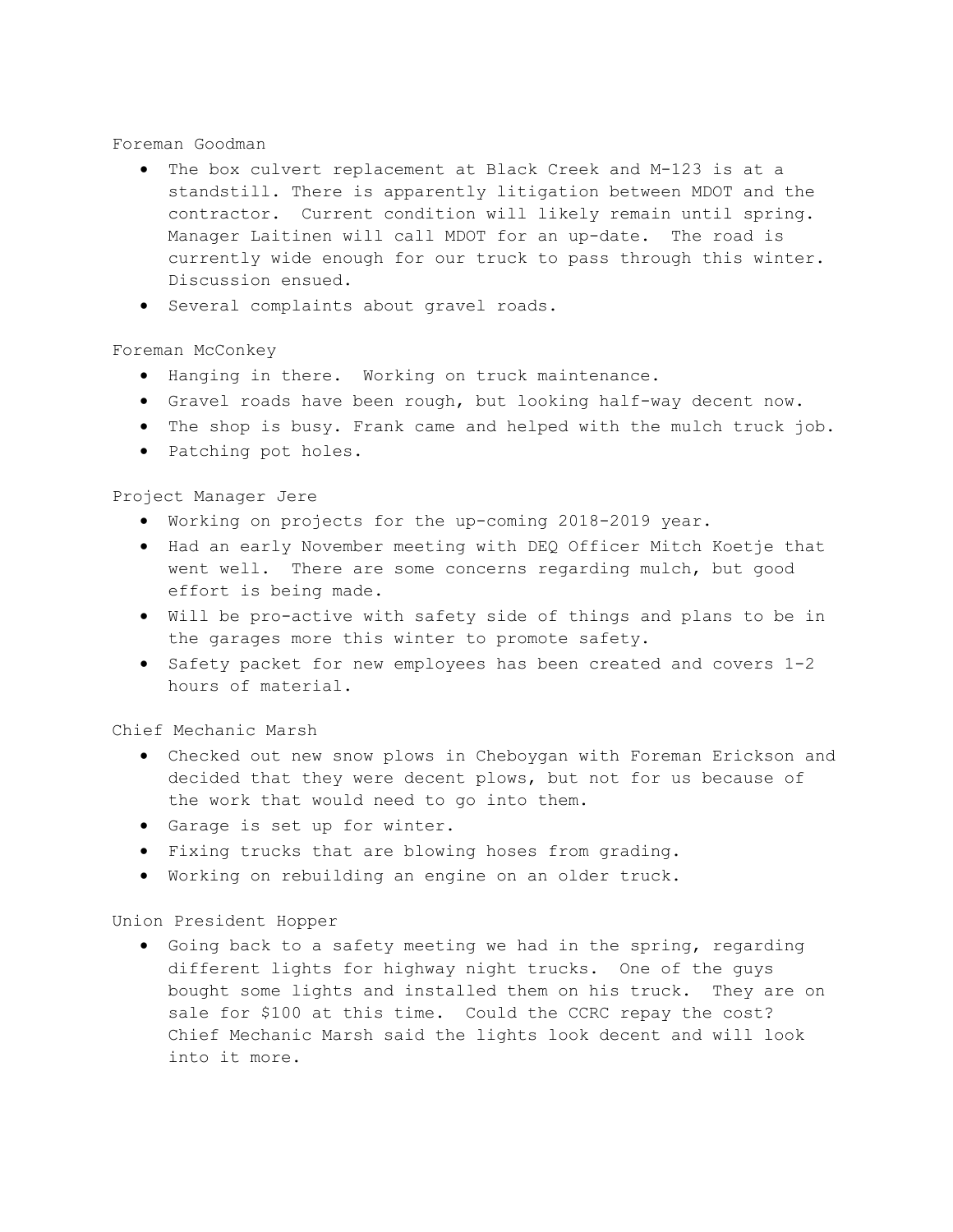Foreman Goodman

- The box culvert replacement at Black Creek and M-123 is at a standstill. There is apparently litigation between MDOT and the contractor. Current condition will likely remain until spring. Manager Laitinen will call MDOT for an up-date. The road is currently wide enough for our truck to pass through this winter. Discussion ensued.
- Several complaints about gravel roads.

Foreman McConkey

- Hanging in there. Working on truck maintenance.
- Gravel roads have been rough, but looking half-way decent now.
- The shop is busy. Frank came and helped with the mulch truck job.
- Patching pot holes.

Project Manager Jere

- Working on projects for the up-coming 2018-2019 year.
- Had an early November meeting with DEQ Officer Mitch Koetje that went well. There are some concerns regarding mulch, but good effort is being made.
- Will be pro-active with safety side of things and plans to be in the garages more this winter to promote safety.
- Safety packet for new employees has been created and covers 1-2 hours of material.

Chief Mechanic Marsh

- Checked out new snow plows in Cheboygan with Foreman Erickson and decided that they were decent plows, but not for us because of the work that would need to go into them.
- Garage is set up for winter.
- Fixing trucks that are blowing hoses from grading.
- Working on rebuilding an engine on an older truck.

Union President Hopper

- Going back to a safety meeting we had in the spring, regarding different lights for highway night trucks. One of the guys bought some lights and installed them on his truck. They are on sale for $100 at this time. Could the CCRC repay the cost? Chief Mechanic Marsh said the lights look decent and will look into it more.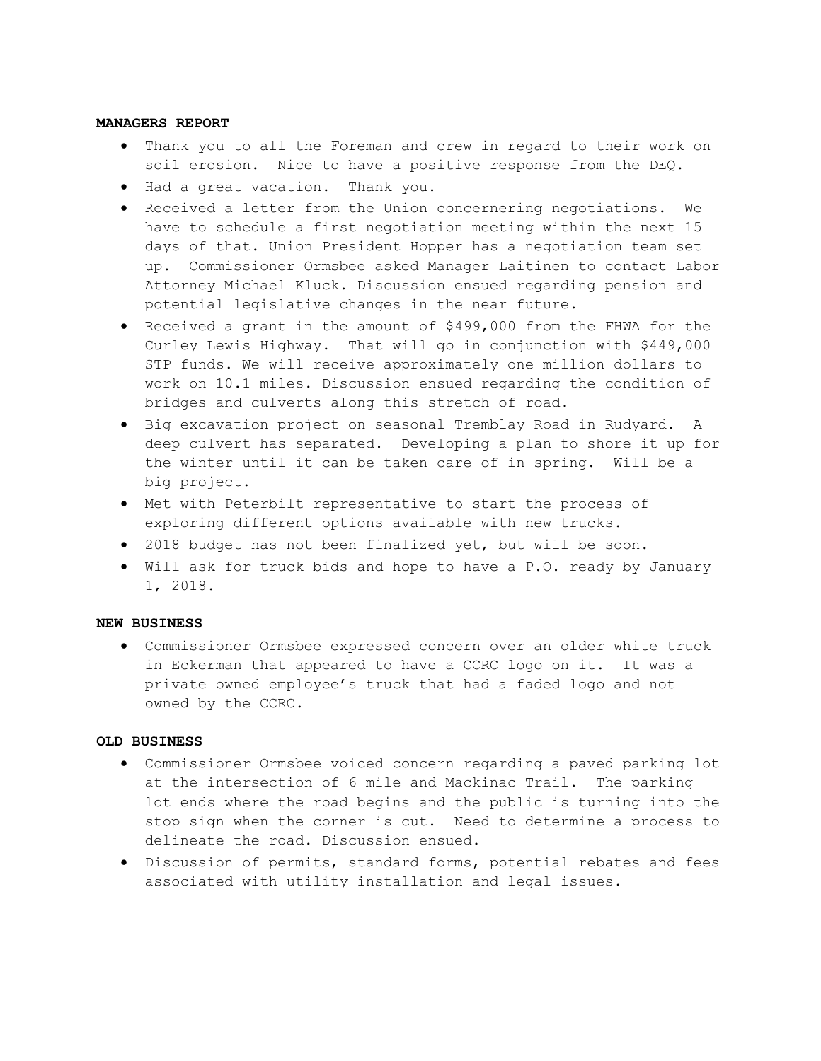**MANAGERS REPORT**

- Thank you to all the Foreman and crew in regard to their work on soil erosion. Nice to have a positive response from the DEQ.
- Had a great vacation. Thank you.
- Received a letter from the Union concernering negotiations. We have to schedule a first negotiation meeting within the next 15 days of that. Union President Hopper has a negotiation team set up. Commissioner Ormsbee asked Manager Laitinen to contact Labor Attorney Michael Kluck. Discussion ensued regarding pension and potential legislative changes in the near future.
- Received a grant in the amount of $499,000 from the FHWA for the Curley Lewis Highway. That will go in conjunction with $449,000 STP funds. We will receive approximately one million dollars to work on 10.1 miles. Discussion ensued regarding the condition of bridges and culverts along this stretch of road.
- Big excavation project on seasonal Tremblay Road in Rudyard. A deep culvert has separated. Developing a plan to shore it up for the winter until it can be taken care of in spring. Will be a big project.
- Met with Peterbilt representative to start the process of exploring different options available with new trucks.
- 2018 budget has not been finalized yet, but will be soon.
- Will ask for truck bids and hope to have a P.O. ready by January 1, 2018.

**NEW BUSINESS**

- Commissioner Ormsbee expressed concern over an older white truck in Eckerman that appeared to have a CCRC logo on it. It was a private owned employee's truck that had a faded logo and not owned by the CCRC.

**OLD BUSINESS**

- Commissioner Ormsbee voiced concern regarding a paved parking lot at the intersection of 6 mile and Mackinac Trail. The parking lot ends where the road begins and the public is turning into the stop sign when the corner is cut. Need to determine a process to delineate the road. Discussion ensued.
- Discussion of permits, standard forms, potential rebates and fees associated with utility installation and legal issues.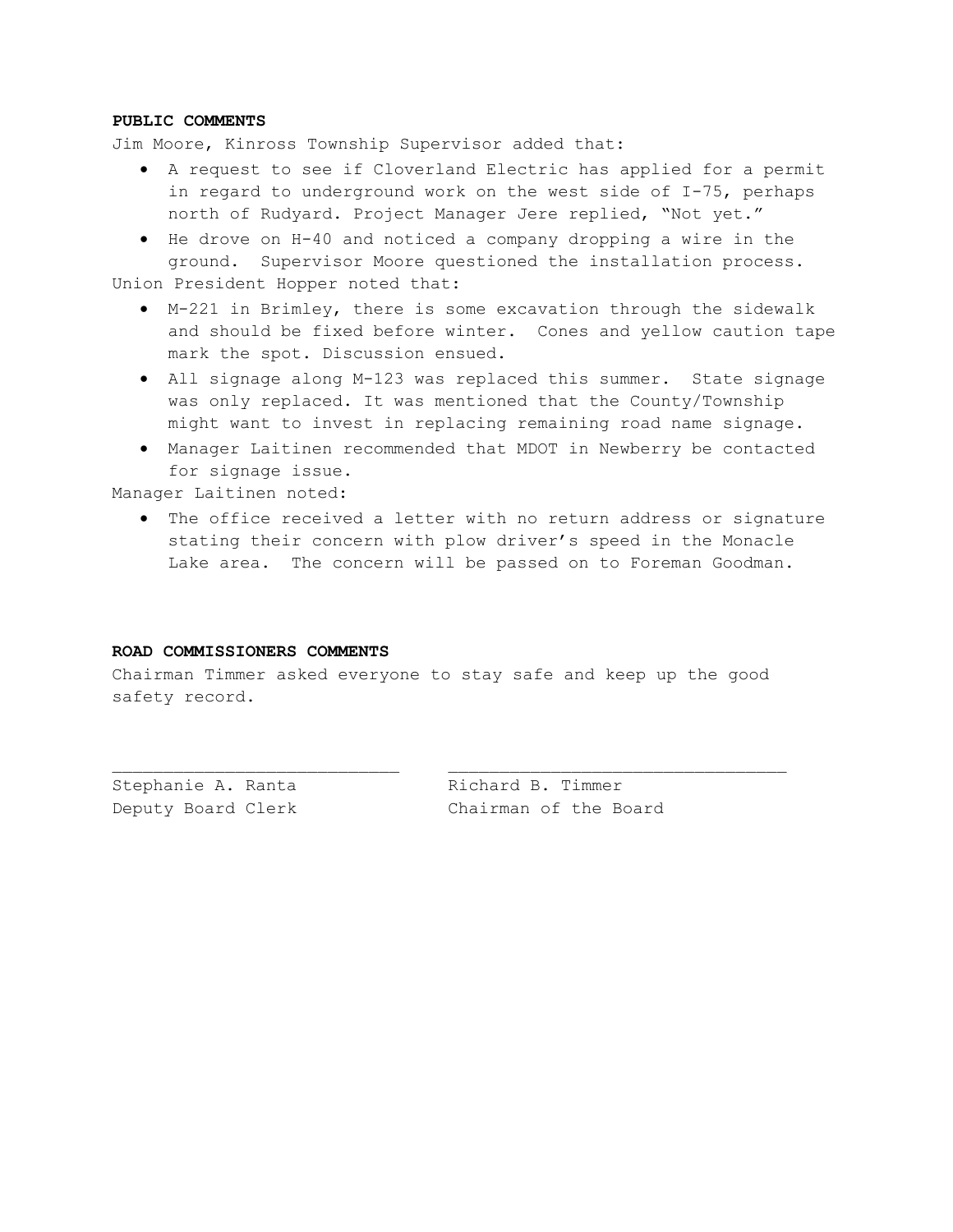**PUBLIC COMMENTS**

Jim Moore, Kinross Township Supervisor added that:

- A request to see if Cloverland Electric has applied for a permit in regard to underground work on the west side of I-75, perhaps north of Rudyard. Project Manager Jere replied, "Not yet."
- He drove on H-40 and noticed a company dropping a wire in the ground. Supervisor Moore questioned the installation process.

Union President Hopper noted that:

- M-221 in Brimley, there is some excavation through the sidewalk and should be fixed before winter. Cones and yellow caution tape mark the spot. Discussion ensued.
- All signage along M-123 was replaced this summer. State signage was only replaced. It was mentioned that the County/Township might want to invest in replacing remaining road name signage.
- Manager Laitinen recommended that MDOT in Newberry be contacted for signage issue.

Manager Laitinen noted:

- The office received a letter with no return address or signature stating their concern with plow driver's speed in the Monacle Lake area. The concern will be passed on to Foreman Goodman.

**ROAD COMMISSIONERS COMMENTS**

Chairman Timmer asked everyone to stay safe and keep up the good safety record.

| | |
|---|---|
| ____________________________ | ____________________________ |
| Stephanie A. Ranta | Richard B. Timmer |
| Deputy Board Clerk | Chairman of the Board |